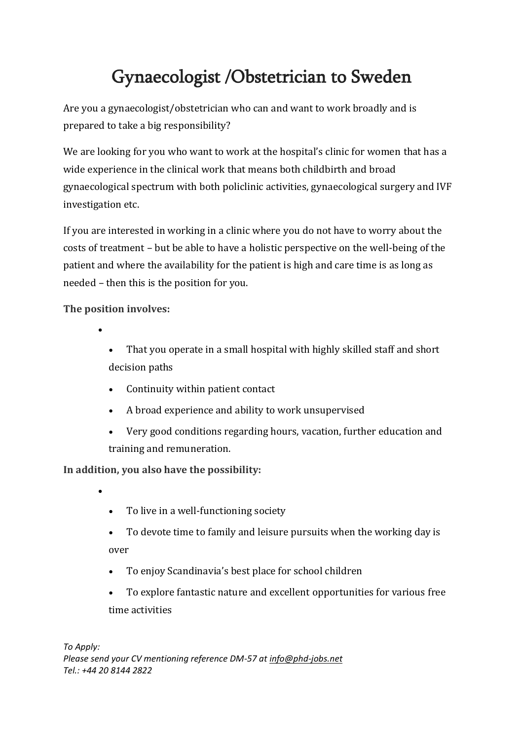# Gynaecologist /Obstetrician to Sweden

Are you a gynaecologist/obstetrician who can and want to work broadly and is prepared to take a big responsibility?

We are looking for you who want to work at the hospital's clinic for women that has a wide experience in the clinical work that means both childbirth and broad gynaecological spectrum with both policlinic activities, gynaecological surgery and IVF investigation etc.

If you are interested in working in a clinic where you do not have to worry about the costs of treatment – but be able to have a holistic perspective on the well-being of the patient and where the availability for the patient is high and care time is as long as needed – then this is the position for you.

**The position involves:**

- That you operate in a small hospital with highly skilled staff and short decision paths
- Continuity within patient contact
- A broad experience and ability to work unsupervised
- Very good conditions regarding hours, vacation, further education and training and remuneration.

**In addition, you also have the possibility:**

- To live in a well-functioning society
- To devote time to family and leisure pursuits when the working day is over
- To enjoy Scandinavia's best place for school children
- To explore fantastic nature and excellent opportunities for various free time activities

*To Apply:*
*Please send your CV mentioning reference DM-57 at info@phd-jobs.net*
*Tel.: +44 20 8144 2822*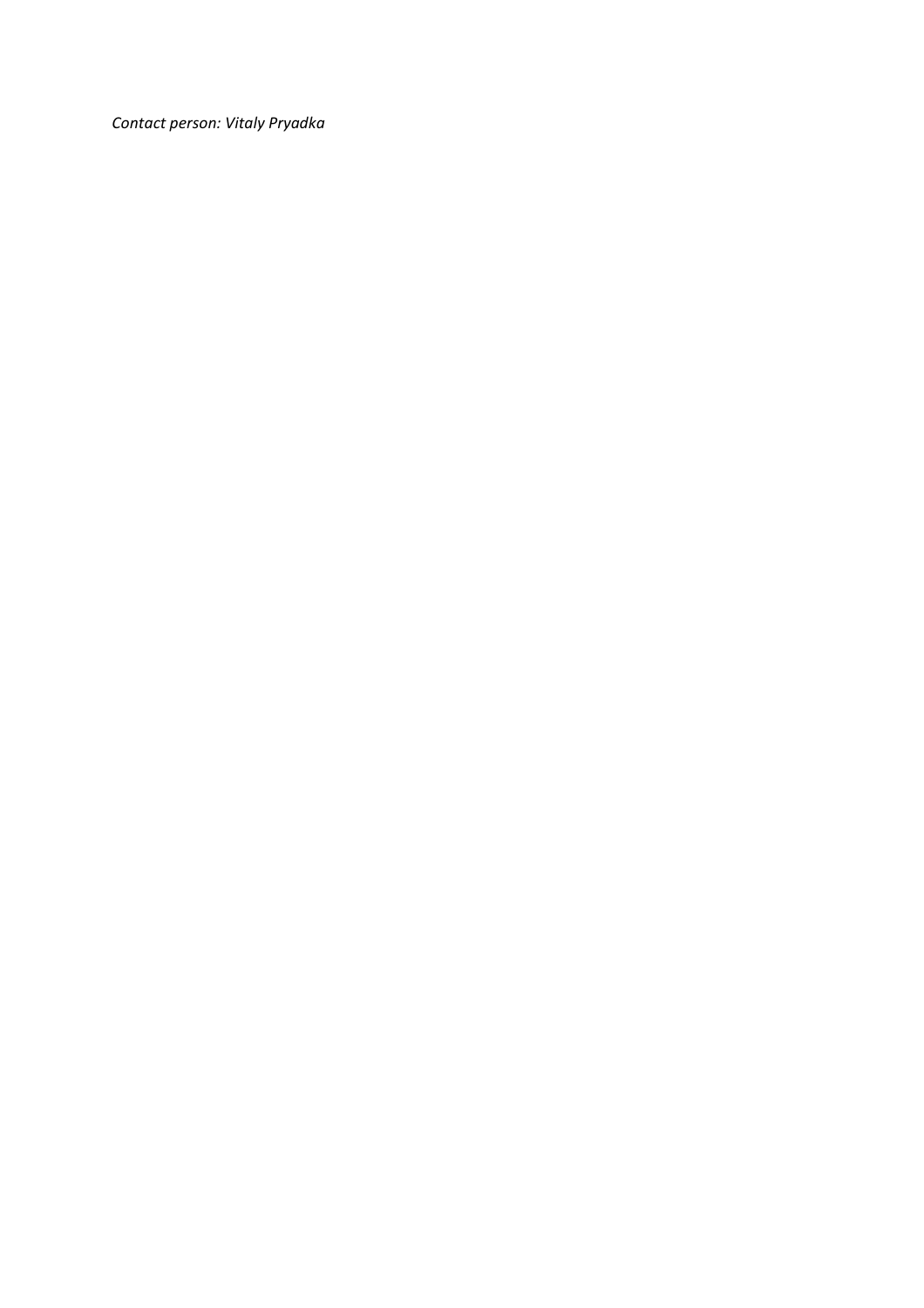*Contact person: Vitaly Pryadka*